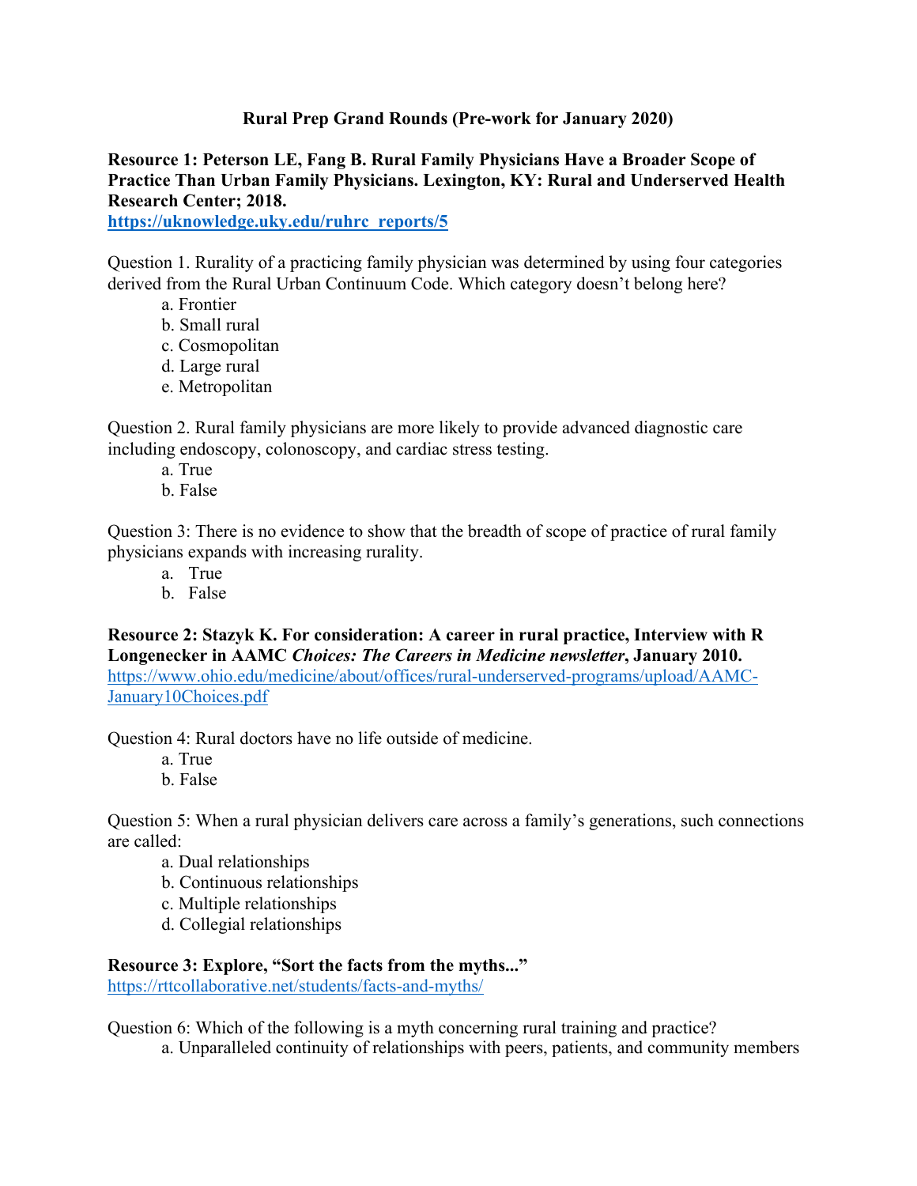# Rural Prep Grand Rounds (Pre-work for January 2020)

**Resource 1: Peterson LE, Fang B. Rural Family Physicians Have a Broader Scope of Practice Than Urban Family Physicians. Lexington, KY: Rural and Underserved Health Research Center; 2018.**
**https://uknowledge.uky.edu/ruhrc_reports/5**

Question 1. Rurality of a practicing family physician was determined by using four categories derived from the Rural Urban Continuum Code. Which category doesn't belong here?

a. Frontier
b. Small rural
c. Cosmopolitan
d. Large rural
e. Metropolitan

Question 2. Rural family physicians are more likely to provide advanced diagnostic care including endoscopy, colonoscopy, and cardiac stress testing.

a. True
b. False

Question 3: There is no evidence to show that the breadth of scope of practice of rural family physicians expands with increasing rurality.

a. True
b. False

**Resource 2: Stazyk K. For consideration: A career in rural practice, Interview with R Longenecker in AAMC *Choices: The Careers in Medicine newsletter*, January 2010.**
https://www.ohio.edu/medicine/about/offices/rural-underserved-programs/upload/AAMC-January10Choices.pdf

Question 4: Rural doctors have no life outside of medicine.

a. True
b. False

Question 5: When a rural physician delivers care across a family's generations, such connections are called:

a. Dual relationships
b. Continuous relationships
c. Multiple relationships
d. Collegial relationships

**Resource 3: Explore, "Sort the facts from the myths..."**
https://rttcollaborative.net/students/facts-and-myths/

Question 6: Which of the following is a myth concerning rural training and practice?

a. Unparalleled continuity of relationships with peers, patients, and community members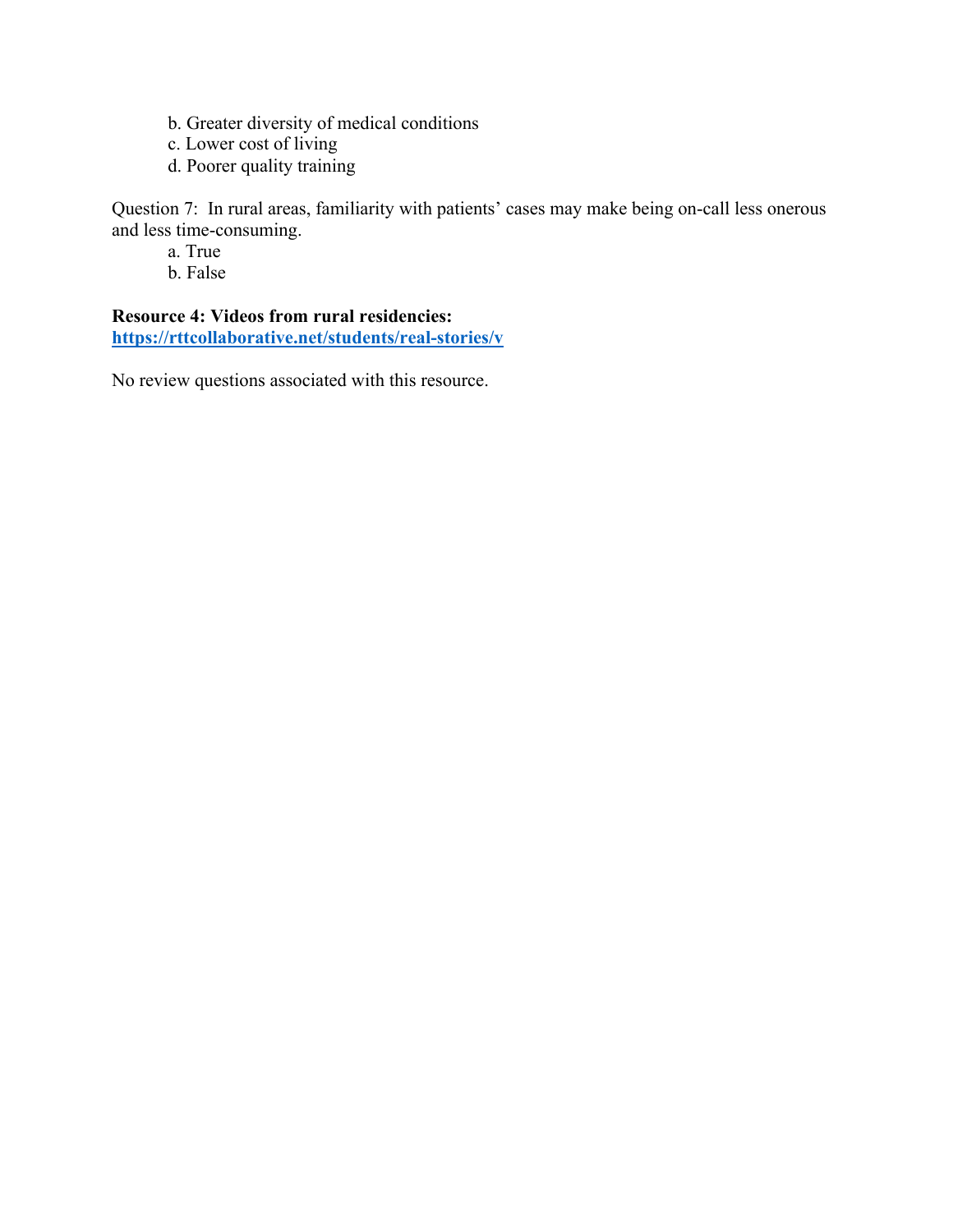b. Greater diversity of medical conditions
c. Lower cost of living
d. Poorer quality training

Question 7: In rural areas, familiarity with patients' cases may make being on-call less onerous and less time-consuming.

a. True
b. False

**Resource 4: Videos from rural residencies:**
**https://rttcollaborative.net/students/real-stories/v**

No review questions associated with this resource.